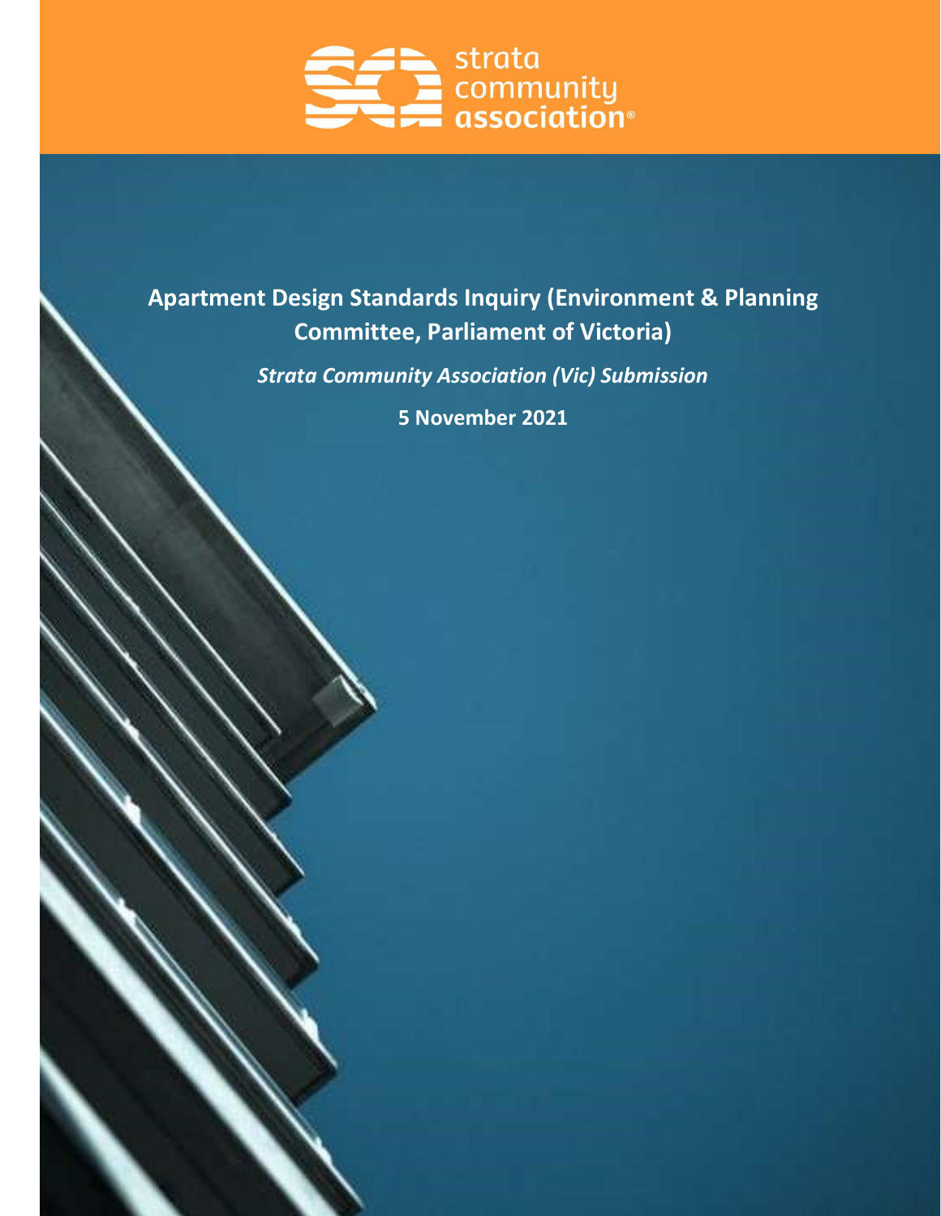strata community association®

# Apartment Design Standards Inquiry (Environment & Planning Committee, Parliament of Victoria)

***Strata Community Association (Vic) Submission***

**5 November 2021**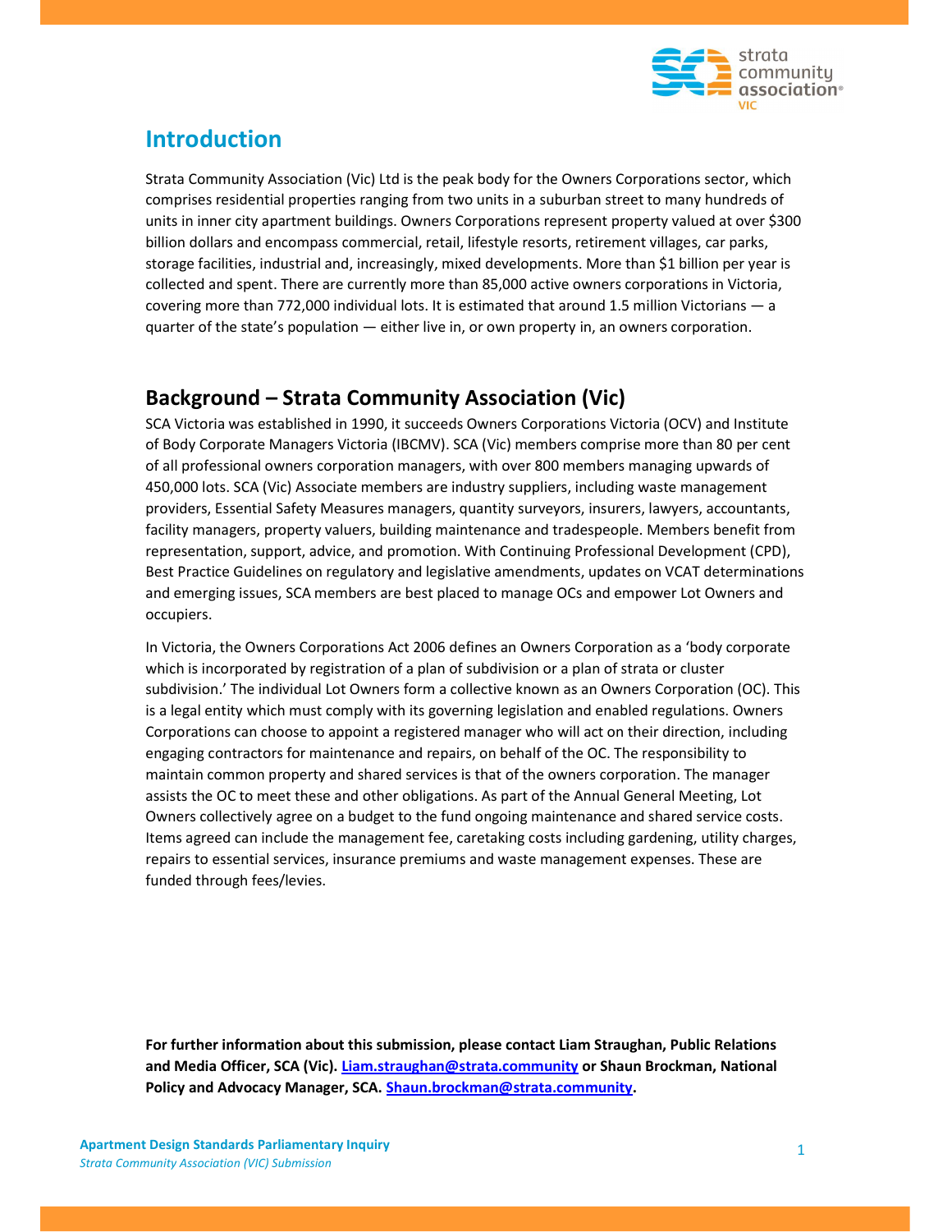## Introduction

Strata Community Association (Vic) Ltd is the peak body for the Owners Corporations sector, which comprises residential properties ranging from two units in a suburban street to many hundreds of units in inner city apartment buildings. Owners Corporations represent property valued at over $300 billion dollars and encompass commercial, retail, lifestyle resorts, retirement villages, car parks, storage facilities, industrial and, increasingly, mixed developments. More than $1 billion per year is collected and spent. There are currently more than 85,000 active owners corporations in Victoria, covering more than 772,000 individual lots. It is estimated that around 1.5 million Victorians — a quarter of the state's population — either live in, or own property in, an owners corporation.

## Background – Strata Community Association (Vic)

SCA Victoria was established in 1990, it succeeds Owners Corporations Victoria (OCV) and Institute of Body Corporate Managers Victoria (IBCMV). SCA (Vic) members comprise more than 80 per cent of all professional owners corporation managers, with over 800 members managing upwards of 450,000 lots. SCA (Vic) Associate members are industry suppliers, including waste management providers, Essential Safety Measures managers, quantity surveyors, insurers, lawyers, accountants, facility managers, property valuers, building maintenance and tradespeople. Members benefit from representation, support, advice, and promotion. With Continuing Professional Development (CPD), Best Practice Guidelines on regulatory and legislative amendments, updates on VCAT determinations and emerging issues, SCA members are best placed to manage OCs and empower Lot Owners and occupiers.

In Victoria, the Owners Corporations Act 2006 defines an Owners Corporation as a 'body corporate which is incorporated by registration of a plan of subdivision or a plan of strata or cluster subdivision.' The individual Lot Owners form a collective known as an Owners Corporation (OC). This is a legal entity which must comply with its governing legislation and enabled regulations. Owners Corporations can choose to appoint a registered manager who will act on their direction, including engaging contractors for maintenance and repairs, on behalf of the OC. The responsibility to maintain common property and shared services is that of the owners corporation. The manager assists the OC to meet these and other obligations. As part of the Annual General Meeting, Lot Owners collectively agree on a budget to the fund ongoing maintenance and shared service costs. Items agreed can include the management fee, caretaking costs including gardening, utility charges, repairs to essential services, insurance premiums and waste management expenses. These are funded through fees/levies.

**For further information about this submission, please contact Liam Straughan, Public Relations and Media Officer, SCA (Vic). Liam.straughan@strata.community or Shaun Brockman, National Policy and Advocacy Manager, SCA. Shaun.brockman@strata.community.**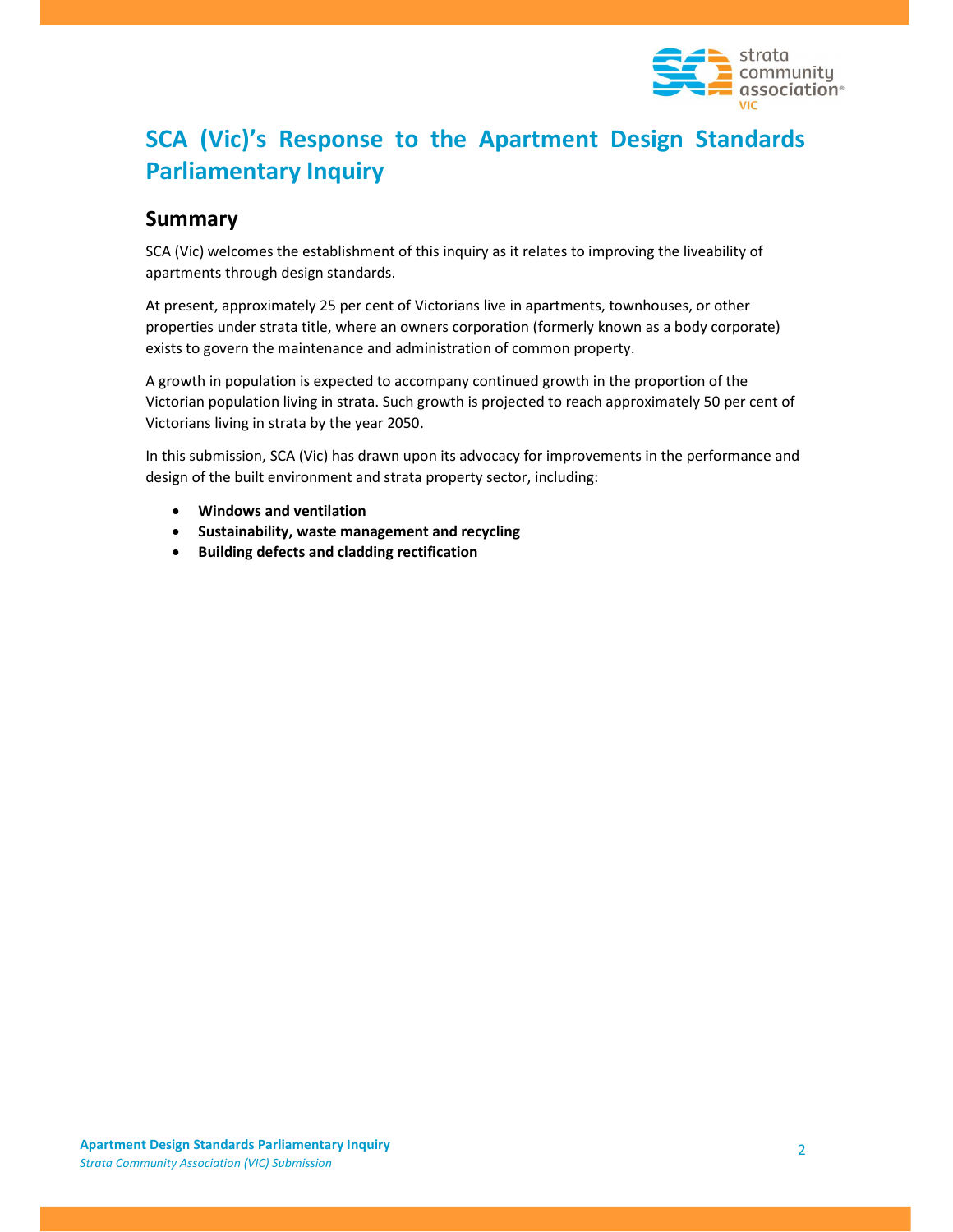# SCA (Vic)'s Response to the Apartment Design Standards Parliamentary Inquiry

## Summary

SCA (Vic) welcomes the establishment of this inquiry as it relates to improving the liveability of apartments through design standards.

At present, approximately 25 per cent of Victorians live in apartments, townhouses, or other properties under strata title, where an owners corporation (formerly known as a body corporate) exists to govern the maintenance and administration of common property.

A growth in population is expected to accompany continued growth in the proportion of the Victorian population living in strata. Such growth is projected to reach approximately 50 per cent of Victorians living in strata by the year 2050.

In this submission, SCA (Vic) has drawn upon its advocacy for improvements in the performance and design of the built environment and strata property sector, including:

- **Windows and ventilation**
- **Sustainability, waste management and recycling**
- **Building defects and cladding rectification**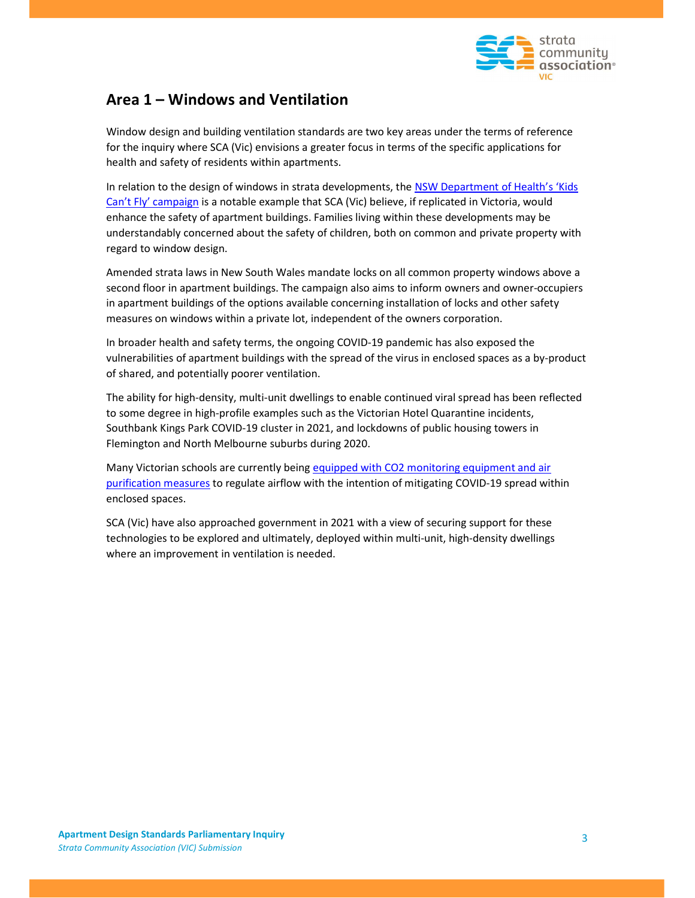## Area 1 – Windows and Ventilation

Window design and building ventilation standards are two key areas under the terms of reference for the inquiry where SCA (Vic) envisions a greater focus in terms of the specific applications for health and safety of residents within apartments.

In relation to the design of windows in strata developments, the [NSW Department of Health's 'Kids Can't Fly' campaign]() is a notable example that SCA (Vic) believe, if replicated in Victoria, would enhance the safety of apartment buildings. Families living within these developments may be understandably concerned about the safety of children, both on common and private property with regard to window design.

Amended strata laws in New South Wales mandate locks on all common property windows above a second floor in apartment buildings. The campaign also aims to inform owners and owner-occupiers in apartment buildings of the options available concerning installation of locks and other safety measures on windows within a private lot, independent of the owners corporation.

In broader health and safety terms, the ongoing COVID-19 pandemic has also exposed the vulnerabilities of apartment buildings with the spread of the virus in enclosed spaces as a by-product of shared, and potentially poorer ventilation.

The ability for high-density, multi-unit dwellings to enable continued viral spread has been reflected to some degree in high-profile examples such as the Victorian Hotel Quarantine incidents, Southbank Kings Park COVID-19 cluster in 2021, and lockdowns of public housing towers in Flemington and North Melbourne suburbs during 2020.

Many Victorian schools are currently being [equipped with CO2 monitoring equipment and air purification measures]() to regulate airflow with the intention of mitigating COVID-19 spread within enclosed spaces.

SCA (Vic) have also approached government in 2021 with a view of securing support for these technologies to be explored and ultimately, deployed within multi-unit, high-density dwellings where an improvement in ventilation is needed.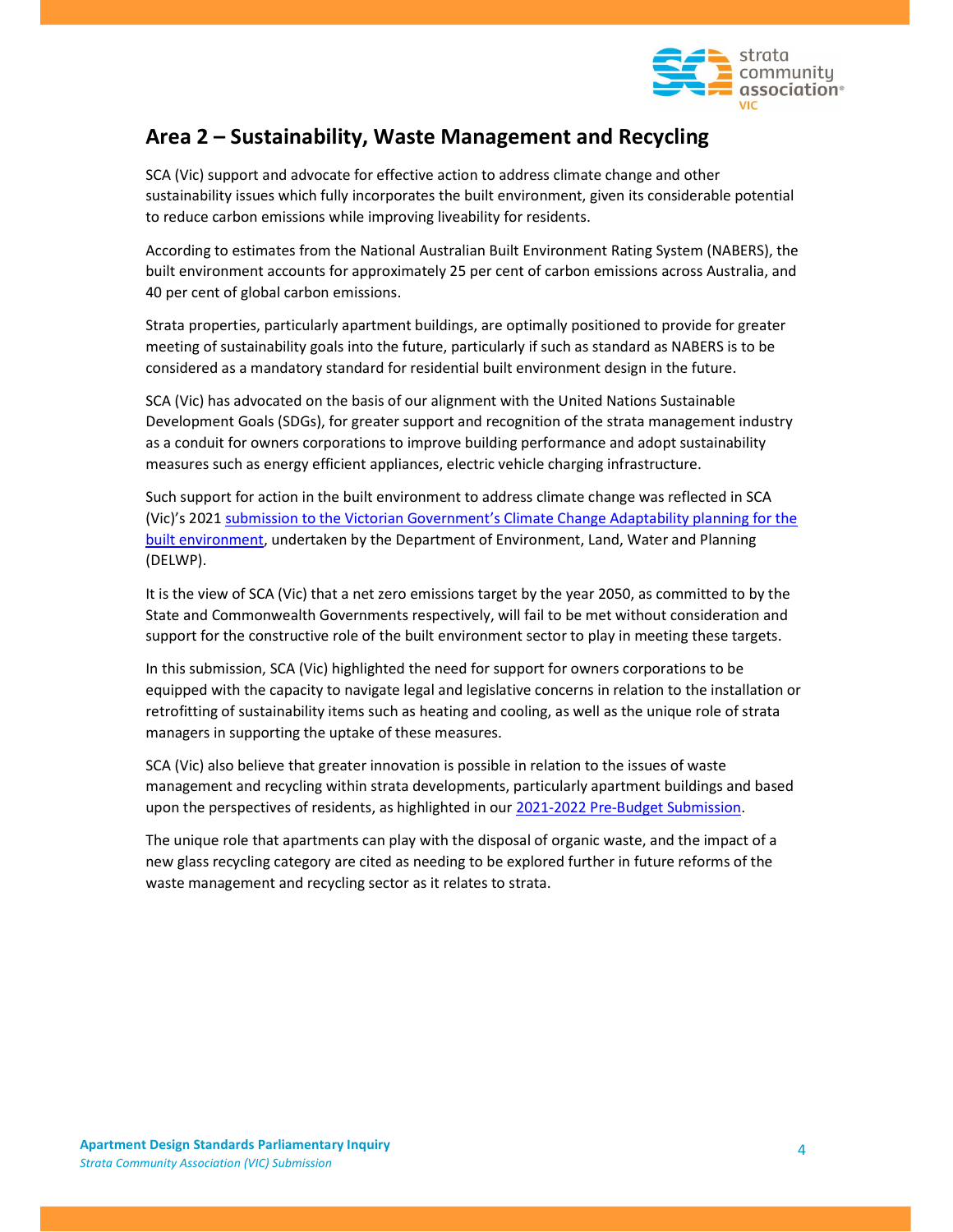## Area 2 – Sustainability, Waste Management and Recycling

SCA (Vic) support and advocate for effective action to address climate change and other sustainability issues which fully incorporates the built environment, given its considerable potential to reduce carbon emissions while improving liveability for residents.

According to estimates from the National Australian Built Environment Rating System (NABERS), the built environment accounts for approximately 25 per cent of carbon emissions across Australia, and 40 per cent of global carbon emissions.

Strata properties, particularly apartment buildings, are optimally positioned to provide for greater meeting of sustainability goals into the future, particularly if such as standard as NABERS is to be considered as a mandatory standard for residential built environment design in the future.

SCA (Vic) has advocated on the basis of our alignment with the United Nations Sustainable Development Goals (SDGs), for greater support and recognition of the strata management industry as a conduit for owners corporations to improve building performance and adopt sustainability measures such as energy efficient appliances, electric vehicle charging infrastructure.

Such support for action in the built environment to address climate change was reflected in SCA (Vic)'s 2021 submission to the Victorian Government's Climate Change Adaptability planning for the built environment, undertaken by the Department of Environment, Land, Water and Planning (DELWP).

It is the view of SCA (Vic) that a net zero emissions target by the year 2050, as committed to by the State and Commonwealth Governments respectively, will fail to be met without consideration and support for the constructive role of the built environment sector to play in meeting these targets.

In this submission, SCA (Vic) highlighted the need for support for owners corporations to be equipped with the capacity to navigate legal and legislative concerns in relation to the installation or retrofitting of sustainability items such as heating and cooling, as well as the unique role of strata managers in supporting the uptake of these measures.

SCA (Vic) also believe that greater innovation is possible in relation to the issues of waste management and recycling within strata developments, particularly apartment buildings and based upon the perspectives of residents, as highlighted in our 2021-2022 Pre-Budget Submission.

The unique role that apartments can play with the disposal of organic waste, and the impact of a new glass recycling category are cited as needing to be explored further in future reforms of the waste management and recycling sector as it relates to strata.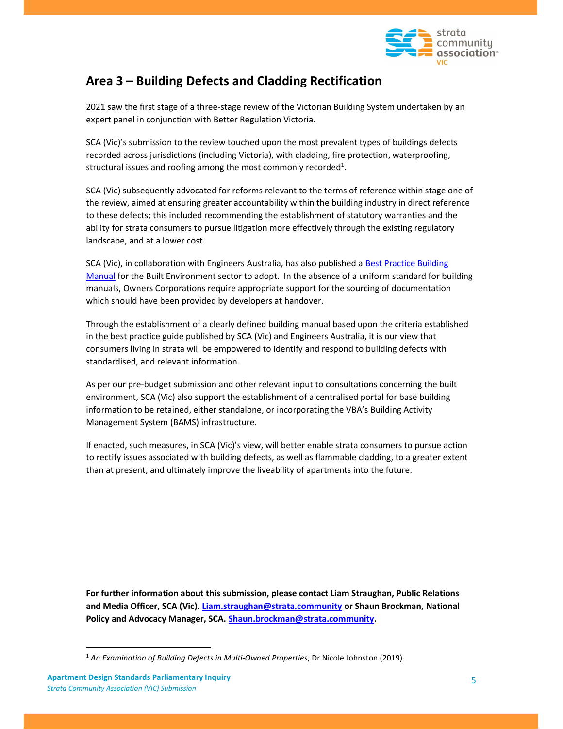## Area 3 – Building Defects and Cladding Rectification

2021 saw the first stage of a three-stage review of the Victorian Building System undertaken by an expert panel in conjunction with Better Regulation Victoria.

SCA (Vic)'s submission to the review touched upon the most prevalent types of buildings defects recorded across jurisdictions (including Victoria), with cladding, fire protection, waterproofing, structural issues and roofing among the most commonly recorded[1].

SCA (Vic) subsequently advocated for reforms relevant to the terms of reference within stage one of the review, aimed at ensuring greater accountability within the building industry in direct reference to these defects; this included recommending the establishment of statutory warranties and the ability for strata consumers to pursue litigation more effectively through the existing regulatory landscape, and at a lower cost.

SCA (Vic), in collaboration with Engineers Australia, has also published a Best Practice Building Manual for the Built Environment sector to adopt. In the absence of a uniform standard for building manuals, Owners Corporations require appropriate support for the sourcing of documentation which should have been provided by developers at handover.

Through the establishment of a clearly defined building manual based upon the criteria established in the best practice guide published by SCA (Vic) and Engineers Australia, it is our view that consumers living in strata will be empowered to identify and respond to building defects with standardised, and relevant information.

As per our pre-budget submission and other relevant input to consultations concerning the built environment, SCA (Vic) also support the establishment of a centralised portal for base building information to be retained, either standalone, or incorporating the VBA's Building Activity Management System (BAMS) infrastructure.

If enacted, such measures, in SCA (Vic)'s view, will better enable strata consumers to pursue action to rectify issues associated with building defects, as well as flammable cladding, to a greater extent than at present, and ultimately improve the liveability of apartments into the future.

**For further information about this submission, please contact Liam Straughan, Public Relations and Media Officer, SCA (Vic). Liam.straughan@strata.community or Shaun Brockman, National Policy and Advocacy Manager, SCA. Shaun.brockman@strata.community.**

[1] *An Examination of Building Defects in Multi-Owned Properties*, Dr Nicole Johnston (2019).